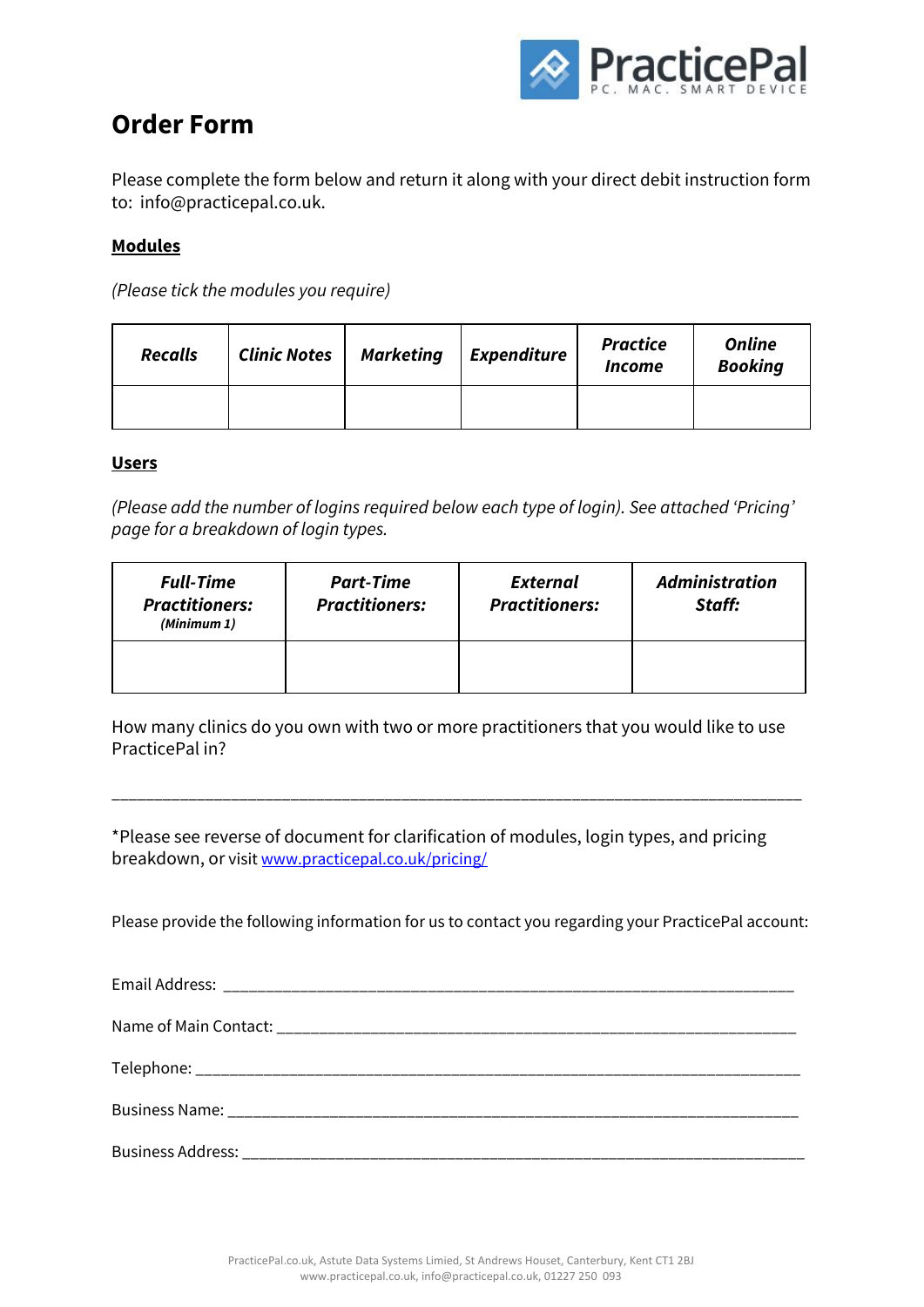# Order Form

Please complete the form below and return it along with your direct debit instruction form to: info@practicepal.co.uk.

**Modules**

*(Please tick the modules you require)*

| ***Recalls*** | ***Clinic Notes*** | ***Marketing*** | ***Expenditure*** | ***Practice Income*** | ***Online Booking*** |
|---|---|---|---|---|---|
| | | | | | |

**Users**

*(Please add the number of logins required below each type of login). See attached 'Pricing' page for a breakdown of login types.*

| ***Full-Time Practitioners:*** *(Minimum 1)* | ***Part-Time Practitioners:*** | ***External Practitioners:*** | ***Administration Staff:*** |
|---|---|---|---|
| | | | |

How many clinics do you own with two or more practitioners that you would like to use PracticePal in?

___________________________________________________________________________

*Please see reverse of document for clarification of modules, login types, and pricing breakdown, or visit www.practicepal.co.uk/pricing/

Please provide the following information for us to contact you regarding your PracticePal account:

Email Address: ______________________________________________________________

Name of Main Contact: ________________________________________________________

Telephone: __________________________________________________________________

Business Name: ______________________________________________________________

Business Address: ____________________________________________________________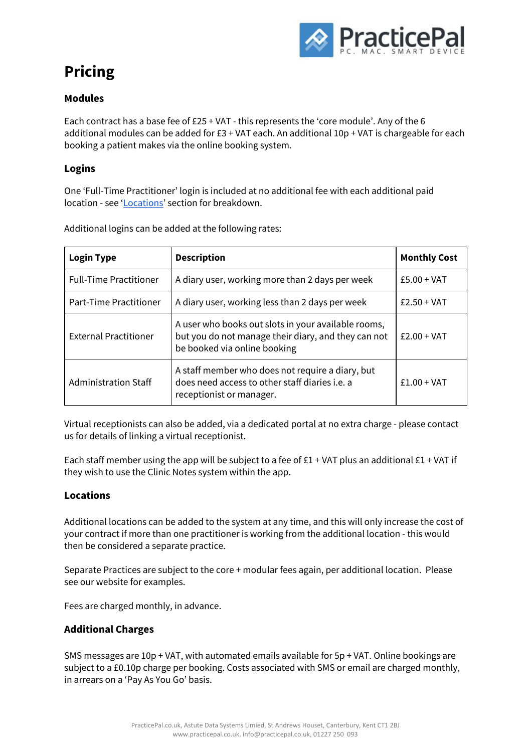# Pricing

### Modules

Each contract has a base fee of £25 + VAT - this represents the 'core module'. Any of the 6 additional modules can be added for £3 + VAT each. An additional 10p + VAT is chargeable for each booking a patient makes via the online booking system.

### Logins

One 'Full-Time Practitioner' login is included at no additional fee with each additional paid location - see 'Locations' section for breakdown.

Additional logins can be added at the following rates:

| Login Type | Description | Monthly Cost |
|---|---|---|
| Full-Time Practitioner | A diary user, working more than 2 days per week | £5.00 + VAT |
| Part-Time Practitioner | A diary user, working less than 2 days per week | £2.50 + VAT |
| External Practitioner | A user who books out slots in your available rooms, but you do not manage their diary, and they can not be booked via online booking | £2.00 + VAT |
| Administration Staff | A staff member who does not require a diary, but does need access to other staff diaries i.e. a receptionist or manager. | £1.00 + VAT |

Virtual receptionists can also be added, via a dedicated portal at no extra charge - please contact us for details of linking a virtual receptionist.

Each staff member using the app will be subject to a fee of £1 + VAT plus an additional £1 + VAT if they wish to use the Clinic Notes system within the app.

### Locations

Additional locations can be added to the system at any time, and this will only increase the cost of your contract if more than one practitioner is working from the additional location - this would then be considered a separate practice.

Separate Practices are subject to the core + modular fees again, per additional location. Please see our website for examples.

Fees are charged monthly, in advance.

### Additional Charges

SMS messages are 10p + VAT, with automated emails available for 5p + VAT. Online bookings are subject to a £0.10p charge per booking. Costs associated with SMS or email are charged monthly, in arrears on a 'Pay As You Go' basis.

PracticePal.co.uk, Astute Data Systems Limied, St Andrews Houset, Canterbury, Kent CT1 2BJ
www.practicepal.co.uk, info@practicepal.co.uk, 01227 250 093